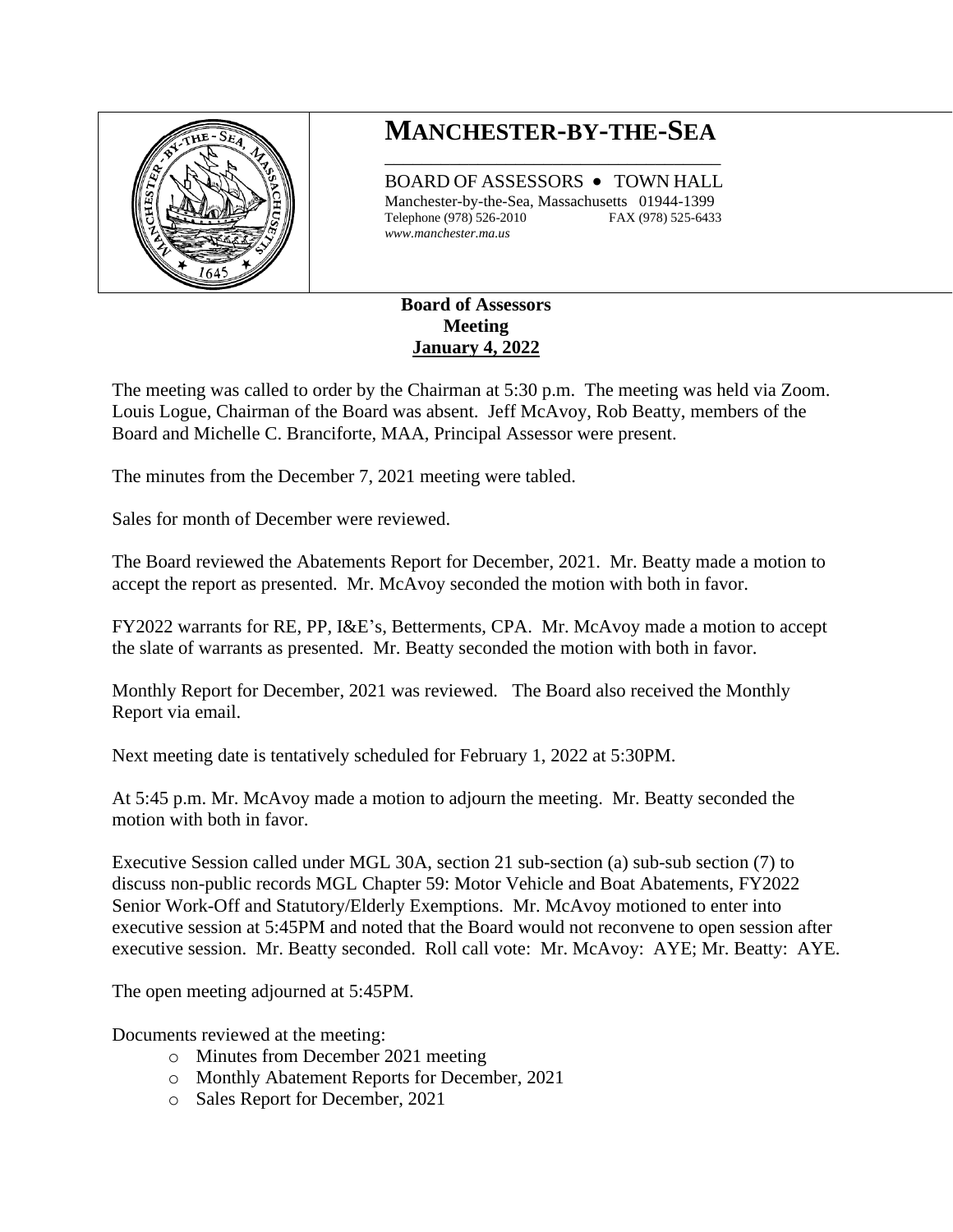# MANCHESTER-BY-THE-SEA

BOARD OF ASSESSORS • TOWN HALL
Manchester-by-the-Sea, Massachusetts 01944-1399
Telephone (978) 526-2010 FAX (978) 525-6433
*www.manchester.ma.us*

**Board of Assessors**
**Meeting**
**January 4, 2022**

The meeting was called to order by the Chairman at 5:30 p.m. The meeting was held via Zoom. Louis Logue, Chairman of the Board was absent. Jeff McAvoy, Rob Beatty, members of the Board and Michelle C. Branciforte, MAA, Principal Assessor were present.

The minutes from the December 7, 2021 meeting were tabled.

Sales for month of December were reviewed.

The Board reviewed the Abatements Report for December, 2021. Mr. Beatty made a motion to accept the report as presented. Mr. McAvoy seconded the motion with both in favor.

FY2022 warrants for RE, PP, I&E's, Betterments, CPA. Mr. McAvoy made a motion to accept the slate of warrants as presented. Mr. Beatty seconded the motion with both in favor.

Monthly Report for December, 2021 was reviewed. The Board also received the Monthly Report via email.

Next meeting date is tentatively scheduled for February 1, 2022 at 5:30PM.

At 5:45 p.m. Mr. McAvoy made a motion to adjourn the meeting. Mr. Beatty seconded the motion with both in favor.

Executive Session called under MGL 30A, section 21 sub-section (a) sub-sub section (7) to discuss non-public records MGL Chapter 59: Motor Vehicle and Boat Abatements, FY2022 Senior Work-Off and Statutory/Elderly Exemptions. Mr. McAvoy motioned to enter into executive session at 5:45PM and noted that the Board would not reconvene to open session after executive session. Mr. Beatty seconded. Roll call vote: Mr. McAvoy: AYE; Mr. Beatty: AYE.

The open meeting adjourned at 5:45PM.

Documents reviewed at the meeting:

- Minutes from December 2021 meeting
- Monthly Abatement Reports for December, 2021
- Sales Report for December, 2021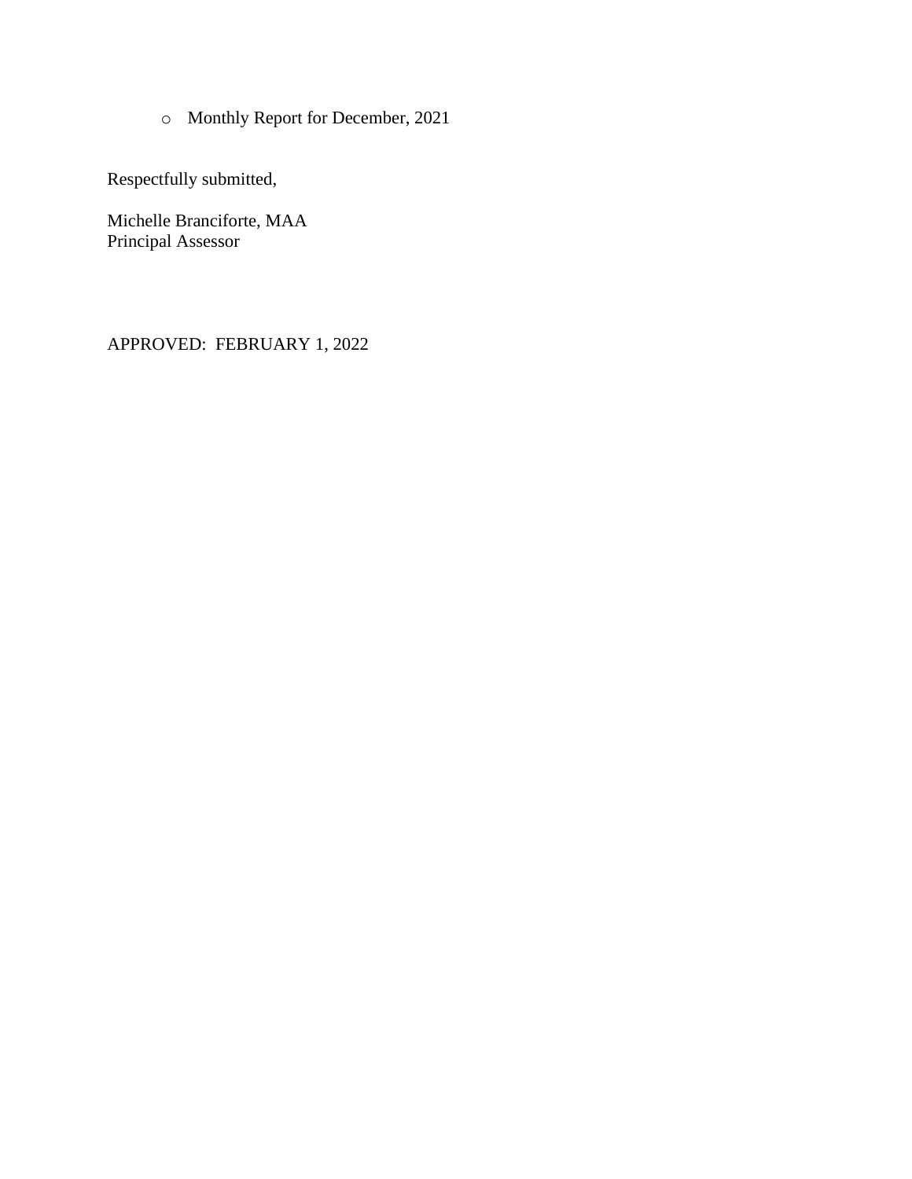- Monthly Report for December, 2021

Respectfully submitted,

Michelle Branciforte, MAA
Principal Assessor

APPROVED: FEBRUARY 1, 2022